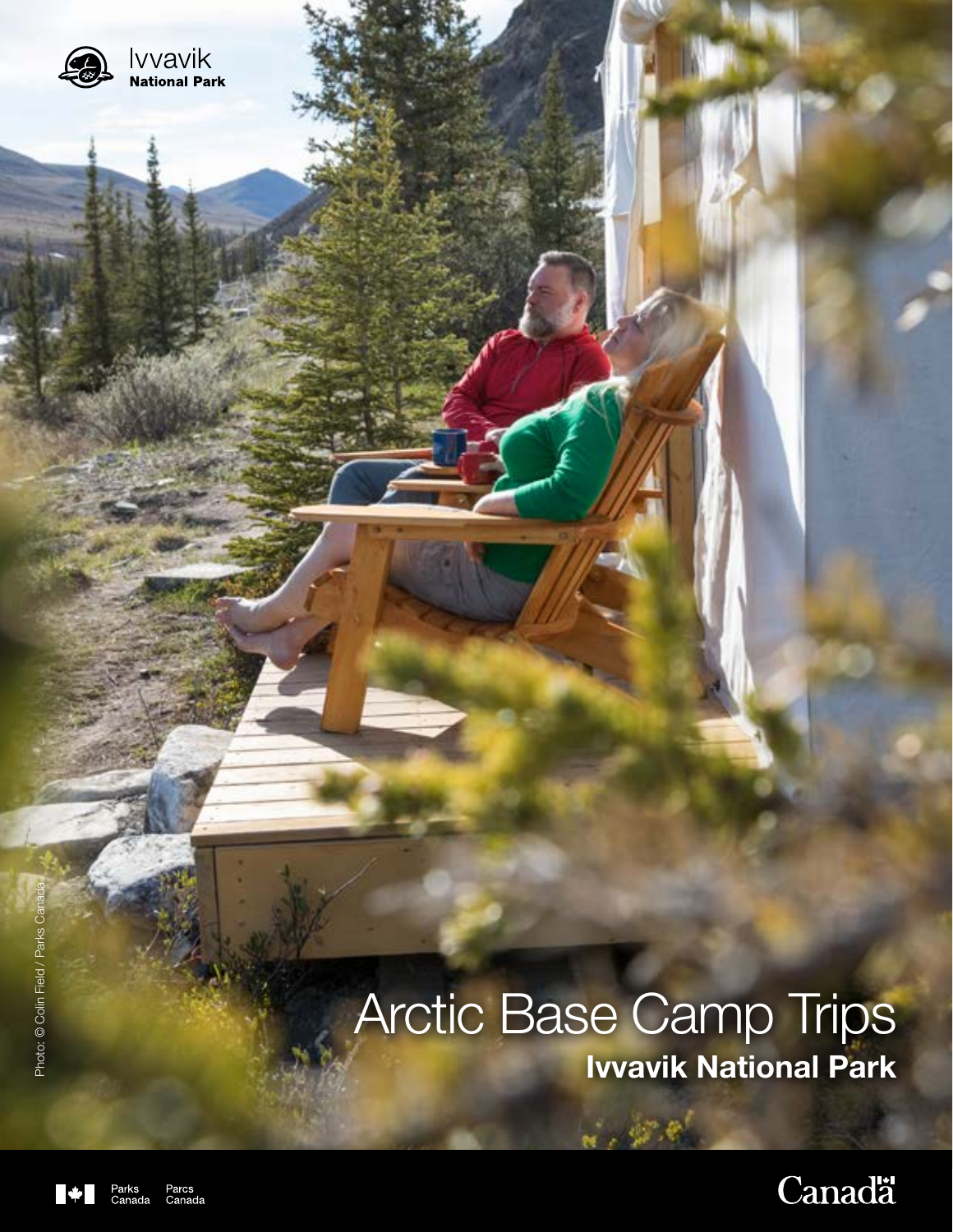Ivvavik
National Park

# Arctic Base Camp Trips

## Ivvavik National Park

Photo: © Colin Field / Parks Canada

Parks Canada Parcs Canada

Canada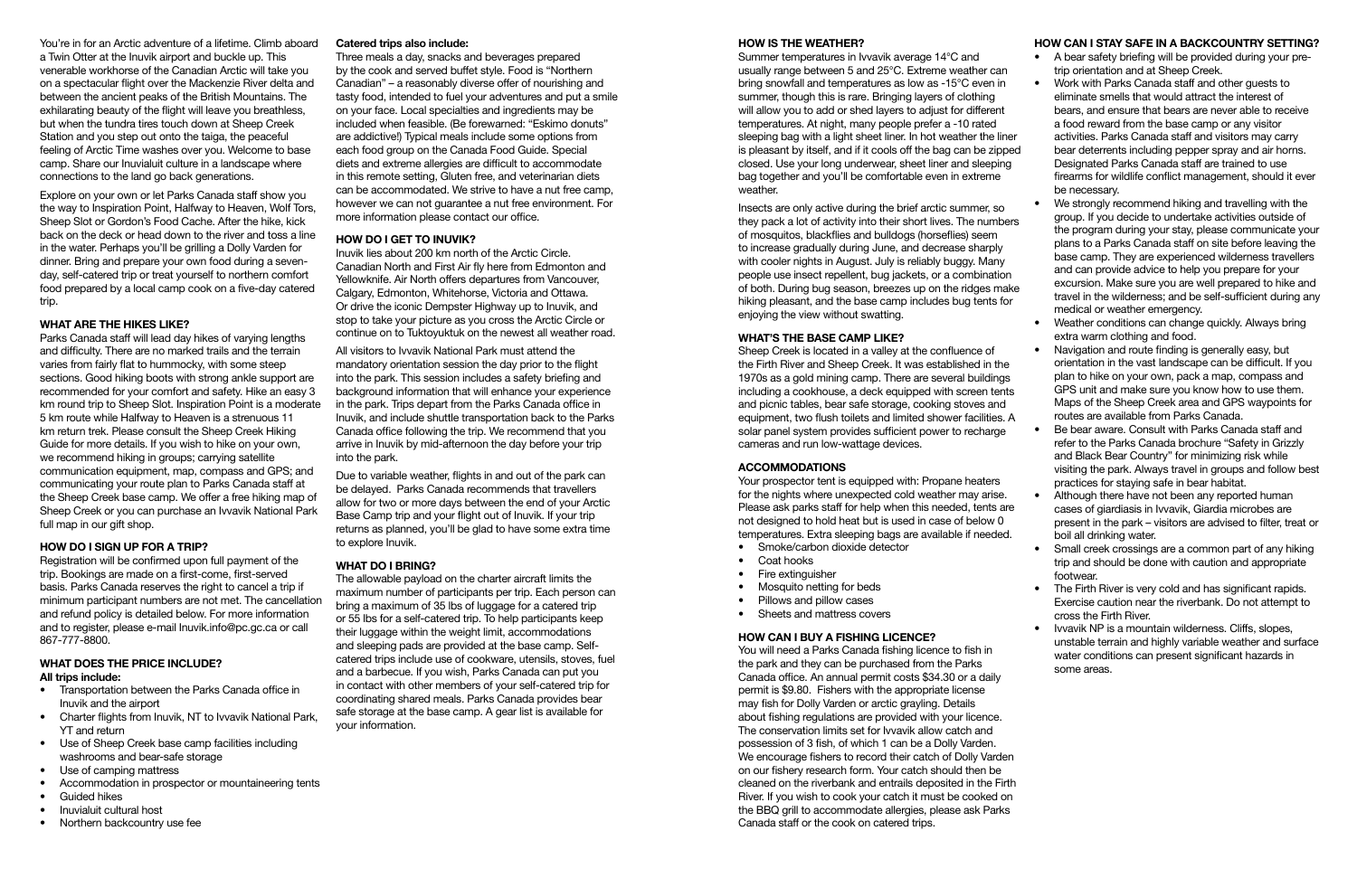You're in for an Arctic adventure of a lifetime. Climb aboard a Twin Otter at the Inuvik airport and buckle up. This venerable workhorse of the Canadian Arctic will take you on a spectacular flight over the Mackenzie River delta and between the ancient peaks of the British Mountains. The exhilarating beauty of the flight will leave you breathless, but when the tundra tires touch down at Sheep Creek Station and you step out onto the taiga, the peaceful feeling of Arctic Time washes over you. Welcome to base camp. Share our Inuvialuit culture in a landscape where connections to the land go back generations.

Explore on your own or let Parks Canada staff show you the way to Inspiration Point, Halfway to Heaven, Wolf Tors, Sheep Slot or Gordon's Food Cache. After the hike, kick back on the deck or head down to the river and toss a line in the water. Perhaps you'll be grilling a Dolly Varden for dinner. Bring and prepare your own food during a seven-day, self-catered trip or treat yourself to northern comfort food prepared by a local camp cook on a five-day catered trip.

### WHAT ARE THE HIKES LIKE?

Parks Canada staff will lead day hikes of varying lengths and difficulty. There are no marked trails and the terrain varies from fairly flat to hummocky, with some steep sections. Good hiking boots with strong ankle support are recommended for your comfort and safety. Hike an easy 3 km round trip to Sheep Slot. Inspiration Point is a moderate 5 km route while Halfway to Heaven is a strenuous 11 km return trek. Please consult the Sheep Creek Hiking Guide for more details. If you wish to hike on your own, we recommend hiking in groups; carrying satellite communication equipment, map, compass and GPS; and communicating your route plan to Parks Canada staff at the Sheep Creek base camp. We offer a free hiking map of Sheep Creek or you can purchase an Ivvavik National Park full map in our gift shop.

### HOW DO I SIGN UP FOR A TRIP?

Registration will be confirmed upon full payment of the trip. Bookings are made on a first-come, first-served basis. Parks Canada reserves the right to cancel a trip if minimum participant numbers are not met. The cancellation and refund policy is detailed below. For more information and to register, please e-mail Inuvik.info@pc.gc.ca or call 867-777-8800.

### WHAT DOES THE PRICE INCLUDE?

**All trips include:**

- Transportation between the Parks Canada office in Inuvik and the airport
- Charter flights from Inuvik, NT to Ivvavik National Park, YT and return
- Use of Sheep Creek base camp facilities including washrooms and bear-safe storage
- Use of camping mattress
- Accommodation in prospector or mountaineering tents
- Guided hikes
- Inuvialuit cultural host
- Northern backcountry use fee

**Catered trips also include:**

Three meals a day, snacks and beverages prepared by the cook and served buffet style. Food is "Northern Canadian" – a reasonably diverse offer of nourishing and tasty food, intended to fuel your adventures and put a smile on your face. Local specialties and ingredients may be included when feasible. (Be forewarned: "Eskimo donuts" are addictive!) Typical meals include some options from each food group on the Canada Food Guide. Special diets and extreme allergies are difficult to accommodate in this remote setting, Gluten free, and veterinarian diets can be accommodated. We strive to have a nut free camp, however we can not guarantee a nut free environment. For more information please contact our office.

### HOW DO I GET TO INUVIK?

Inuvik lies about 200 km north of the Arctic Circle. Canadian North and First Air fly here from Edmonton and Yellowknife. Air North offers departures from Vancouver, Calgary, Edmonton, Whitehorse, Victoria and Ottawa. Or drive the iconic Dempster Highway up to Inuvik, and stop to take your picture as you cross the Arctic Circle or continue on to Tuktoyuktuk on the newest all weather road.

All visitors to Ivvavik National Park must attend the mandatory orientation session the day prior to the flight into the park. This session includes a safety briefing and background information that will enhance your experience in the park. Trips depart from the Parks Canada office in Inuvik, and include shuttle transportation back to the Parks Canada office following the trip. We recommend that you arrive in Inuvik by mid-afternoon the day before your trip into the park.

Due to variable weather, flights in and out of the park can be delayed. Parks Canada recommends that travellers allow for two or more days between the end of your Arctic Base Camp trip and your flight out of Inuvik. If your trip returns as planned, you'll be glad to have some extra time to explore Inuvik.

### WHAT DO I BRING?

The allowable payload on the charter aircraft limits the maximum number of participants per trip. Each person can bring a maximum of 35 lbs of luggage for a catered trip or 55 lbs for a self-catered trip. To help participants keep their luggage within the weight limit, accommodations and sleeping pads are provided at the base camp. Self-catered trips include use of cookware, utensils, stoves, fuel and a barbecue. If you wish, Parks Canada can put you in contact with other members of your self-catered trip for coordinating shared meals. Parks Canada provides bear safe storage at the base camp. A gear list is available for your information.

### HOW IS THE WEATHER?

Summer temperatures in Ivvavik average 14°C and usually range between 5 and 25°C. Extreme weather can bring snowfall and temperatures as low as -15°C even in summer, though this is rare. Bringing layers of clothing will allow you to add or shed layers to adjust for different temperatures. At night, many people prefer a -10 rated sleeping bag with a light sheet liner. In hot weather the liner is pleasant by itself, and if it cools off the bag can be zipped closed. Use your long underwear, sheet liner and sleeping bag together and you'll be comfortable even in extreme weather.

Insects are only active during the brief arctic summer, so they pack a lot of activity into their short lives. The numbers of mosquitos, blackflies and bulldogs (horseflies) seem to increase gradually during June, and decrease sharply with cooler nights in August. July is reliably buggy. Many people use insect repellent, bug jackets, or a combination of both. During bug season, breezes up on the ridges make hiking pleasant, and the base camp includes bug tents for enjoying the view without swatting.

### WHAT'S THE BASE CAMP LIKE?

Sheep Creek is located in a valley at the confluence of the Firth River and Sheep Creek. It was established in the 1970s as a gold mining camp. There are several buildings including a cookhouse, a deck equipped with screen tents and picnic tables, bear safe storage, cooking stoves and equipment, two flush toilets and limited shower facilities. A solar panel system provides sufficient power to recharge cameras and run low-wattage devices.

### ACCOMMODATIONS

Your prospector tent is equipped with: Propane heaters for the nights where unexpected cold weather may arise. Please ask parks staff for help when this needed, tents are not designed to hold heat but is used in case of below 0 temperatures. Extra sleeping bags are available if needed.

- Smoke/carbon dioxide detector
- Coat hooks
- Fire extinguisher
- Mosquito netting for beds
- Pillows and pillow cases
- Sheets and mattress covers

### HOW CAN I BUY A FISHING LICENCE?

You will need a Parks Canada fishing licence to fish in the park and they can be purchased from the Parks Canada office. An annual permit costs $34.30 or a daily permit is $9.80. Fishers with the appropriate license may fish for Dolly Varden or arctic grayling. Details about fishing regulations are provided with your licence. The conservation limits set for Ivvavik allow catch and possession of 3 fish, of which 1 can be a Dolly Varden. We encourage fishers to record their catch of Dolly Varden on our fishery research form. Your catch should then be cleaned on the riverbank and entrails deposited in the Firth River. If you wish to cook your catch it must be cooked on the BBQ grill to accommodate allergies, please ask Parks Canada staff or the cook on catered trips.

### HOW CAN I STAY SAFE IN A BACKCOUNTRY SETTING?

- A bear safety briefing will be provided during your pre-trip orientation and at Sheep Creek.
- Work with Parks Canada staff and other guests to eliminate smells that would attract the interest of bears, and ensure that bears are never able to receive a food reward from the base camp or any visitor activities. Parks Canada staff and visitors may carry bear deterrents including pepper spray and air horns. Designated Parks Canada staff are trained to use firearms for wildlife conflict management, should it ever be necessary.
- We strongly recommend hiking and travelling with the group. If you decide to undertake activities outside of the program during your stay, please communicate your plans to a Parks Canada staff on site before leaving the base camp. They are experienced wilderness travellers and can provide advice to help you prepare for your excursion. Make sure you are well prepared to hike and travel in the wilderness; and be self-sufficient during any medical or weather emergency.
- Weather conditions can change quickly. Always bring extra warm clothing and food.
- Navigation and route finding is generally easy, but orientation in the vast landscape can be difficult. If you plan to hike on your own, pack a map, compass and GPS unit and make sure you know how to use them. Maps of the Sheep Creek area and GPS waypoints for routes are available from Parks Canada.
- Be bear aware. Consult with Parks Canada staff and refer to the Parks Canada brochure "Safety in Grizzly and Black Bear Country" for minimizing risk while visiting the park. Always travel in groups and follow best practices for staying safe in bear habitat.
- Although there have not been any reported human cases of giardiasis in Ivvavik, Giardia microbes are present in the park – visitors are advised to filter, treat or boil all drinking water.
- Small creek crossings are a common part of any hiking trip and should be done with caution and appropriate footwear.
- The Firth River is very cold and has significant rapids. Exercise caution near the riverbank. Do not attempt to cross the Firth River.
- Ivvavik NP is a mountain wilderness. Cliffs, slopes, unstable terrain and highly variable weather and surface water conditions can present significant hazards in some areas.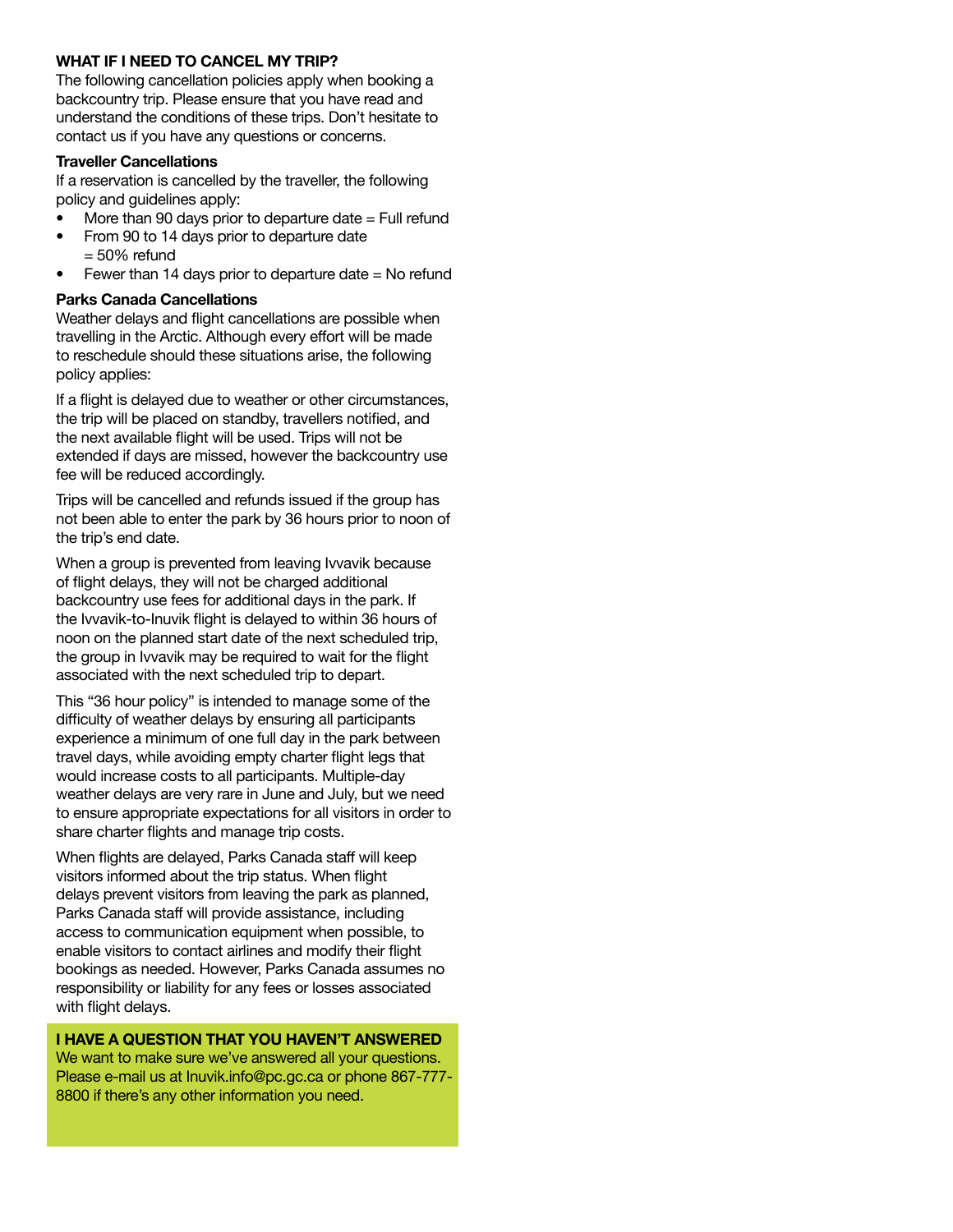## WHAT IF I NEED TO CANCEL MY TRIP?

The following cancellation policies apply when booking a backcountry trip. Please ensure that you have read and understand the conditions of these trips. Don't hesitate to contact us if you have any questions or concerns.

### Traveller Cancellations

If a reservation is cancelled by the traveller, the following policy and guidelines apply:

- More than 90 days prior to departure date = Full refund
- From 90 to 14 days prior to departure date = 50% refund
- Fewer than 14 days prior to departure date = No refund

### Parks Canada Cancellations

Weather delays and flight cancellations are possible when travelling in the Arctic. Although every effort will be made to reschedule should these situations arise, the following policy applies:

If a flight is delayed due to weather or other circumstances, the trip will be placed on standby, travellers notified, and the next available flight will be used. Trips will not be extended if days are missed, however the backcountry use fee will be reduced accordingly.

Trips will be cancelled and refunds issued if the group has not been able to enter the park by 36 hours prior to noon of the trip's end date.

When a group is prevented from leaving Ivvavik because of flight delays, they will not be charged additional backcountry use fees for additional days in the park. If the Ivvavik-to-Inuvik flight is delayed to within 36 hours of noon on the planned start date of the next scheduled trip, the group in Ivvavik may be required to wait for the flight associated with the next scheduled trip to depart.

This "36 hour policy" is intended to manage some of the difficulty of weather delays by ensuring all participants experience a minimum of one full day in the park between travel days, while avoiding empty charter flight legs that would increase costs to all participants. Multiple-day weather delays are very rare in June and July, but we need to ensure appropriate expectations for all visitors in order to share charter flights and manage trip costs.

When flights are delayed, Parks Canada staff will keep visitors informed about the trip status. When flight delays prevent visitors from leaving the park as planned, Parks Canada staff will provide assistance, including access to communication equipment when possible, to enable visitors to contact airlines and modify their flight bookings as needed. However, Parks Canada assumes no responsibility or liability for any fees or losses associated with flight delays.

## I HAVE A QUESTION THAT YOU HAVEN'T ANSWERED

We want to make sure we've answered all your questions. Please e-mail us at Inuvik.info@pc.gc.ca or phone 867-777-8800 if there's any other information you need.